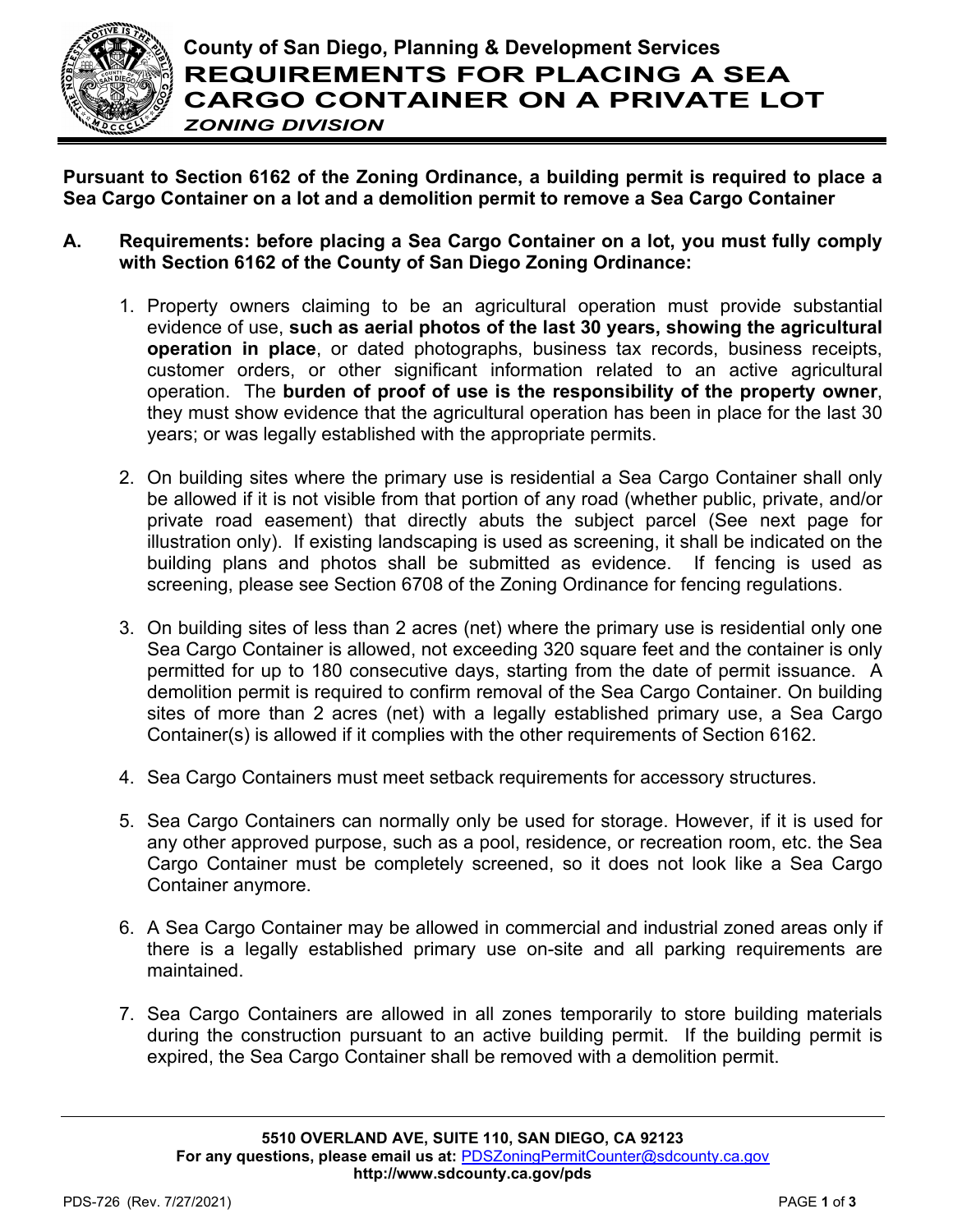# County of San Diego, Planning & Development Services

# REQUIREMENTS FOR PLACING A SEA CARGO CONTAINER ON A PRIVATE LOT

***ZONING DIVISION***

**Pursuant to Section 6162 of the Zoning Ordinance, a building permit is required to place a Sea Cargo Container on a lot and a demolition permit to remove a Sea Cargo Container**

## A. Requirements: before placing a Sea Cargo Container on a lot, you must fully comply with Section 6162 of the County of San Diego Zoning Ordinance:

1. Property owners claiming to be an agricultural operation must provide substantial evidence of use, **such as aerial photos of the last 30 years, showing the agricultural operation in place**, or dated photographs, business tax records, business receipts, customer orders, or other significant information related to an active agricultural operation. The **burden of proof of use is the responsibility of the property owner**, they must show evidence that the agricultural operation has been in place for the last 30 years; or was legally established with the appropriate permits.

2. On building sites where the primary use is residential a Sea Cargo Container shall only be allowed if it is not visible from that portion of any road (whether public, private, and/or private road easement) that directly abuts the subject parcel (See next page for illustration only). If existing landscaping is used as screening, it shall be indicated on the building plans and photos shall be submitted as evidence. If fencing is used as screening, please see Section 6708 of the Zoning Ordinance for fencing regulations.

3. On building sites of less than 2 acres (net) where the primary use is residential only one Sea Cargo Container is allowed, not exceeding 320 square feet and the container is only permitted for up to 180 consecutive days, starting from the date of permit issuance. A demolition permit is required to confirm removal of the Sea Cargo Container. On building sites of more than 2 acres (net) with a legally established primary use, a Sea Cargo Container(s) is allowed if it complies with the other requirements of Section 6162.

4. Sea Cargo Containers must meet setback requirements for accessory structures.

5. Sea Cargo Containers can normally only be used for storage. However, if it is used for any other approved purpose, such as a pool, residence, or recreation room, etc. the Sea Cargo Container must be completely screened, so it does not look like a Sea Cargo Container anymore.

6. A Sea Cargo Container may be allowed in commercial and industrial zoned areas only if there is a legally established primary use on-site and all parking requirements are maintained.

7. Sea Cargo Containers are allowed in all zones temporarily to store building materials during the construction pursuant to an active building permit. If the building permit is expired, the Sea Cargo Container shall be removed with a demolition permit.

**5510 OVERLAND AVE, SUITE 110, SAN DIEGO, CA 92123**
**For any questions, please email us at:** PDSZoningPermitCounter@sdcounty.ca.gov
**http://www.sdcounty.ca.gov/pds**

PDS-726 (Rev. 7/27/2021)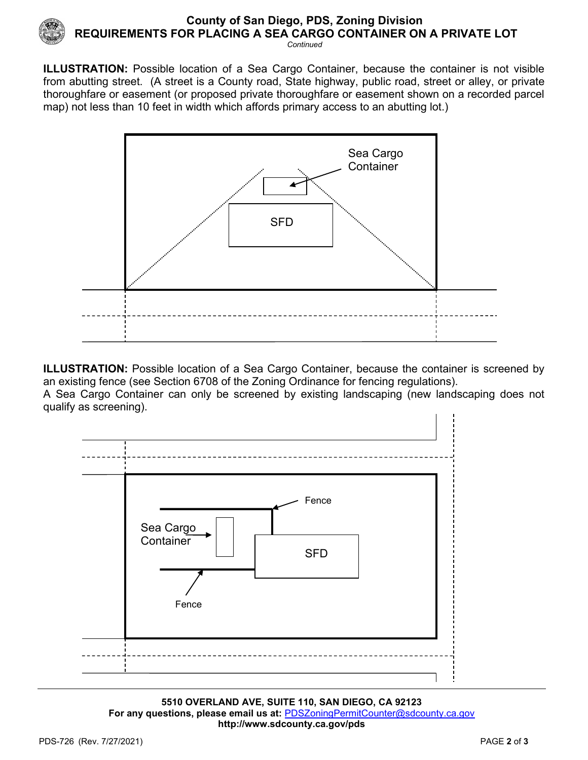**ILLUSTRATION:** Possible location of a Sea Cargo Container, because the container is not visible from abutting street. (A street is a County road, State highway, public road, street or alley, or private thoroughfare or easement (or proposed private thoroughfare or easement shown on a recorded parcel map) not less than 10 feet in width which affords primary access to an abutting lot.)

Sea Cargo Container

SFD

**ILLUSTRATION:** Possible location of a Sea Cargo Container, because the container is screened by an existing fence (see Section 6708 of the Zoning Ordinance for fencing regulations).
A Sea Cargo Container can only be screened by existing landscaping (new landscaping does not qualify as screening).

Fence

Sea Cargo Container

SFD

Fence

**5510 OVERLAND AVE, SUITE 110, SAN DIEGO, CA 92123**
**For any questions, please email us at:** PDSZoningPermitCounter@sdcounty.ca.gov
**http://www.sdcounty.ca.gov/pds**

PDS-726 (Rev. 7/27/2021)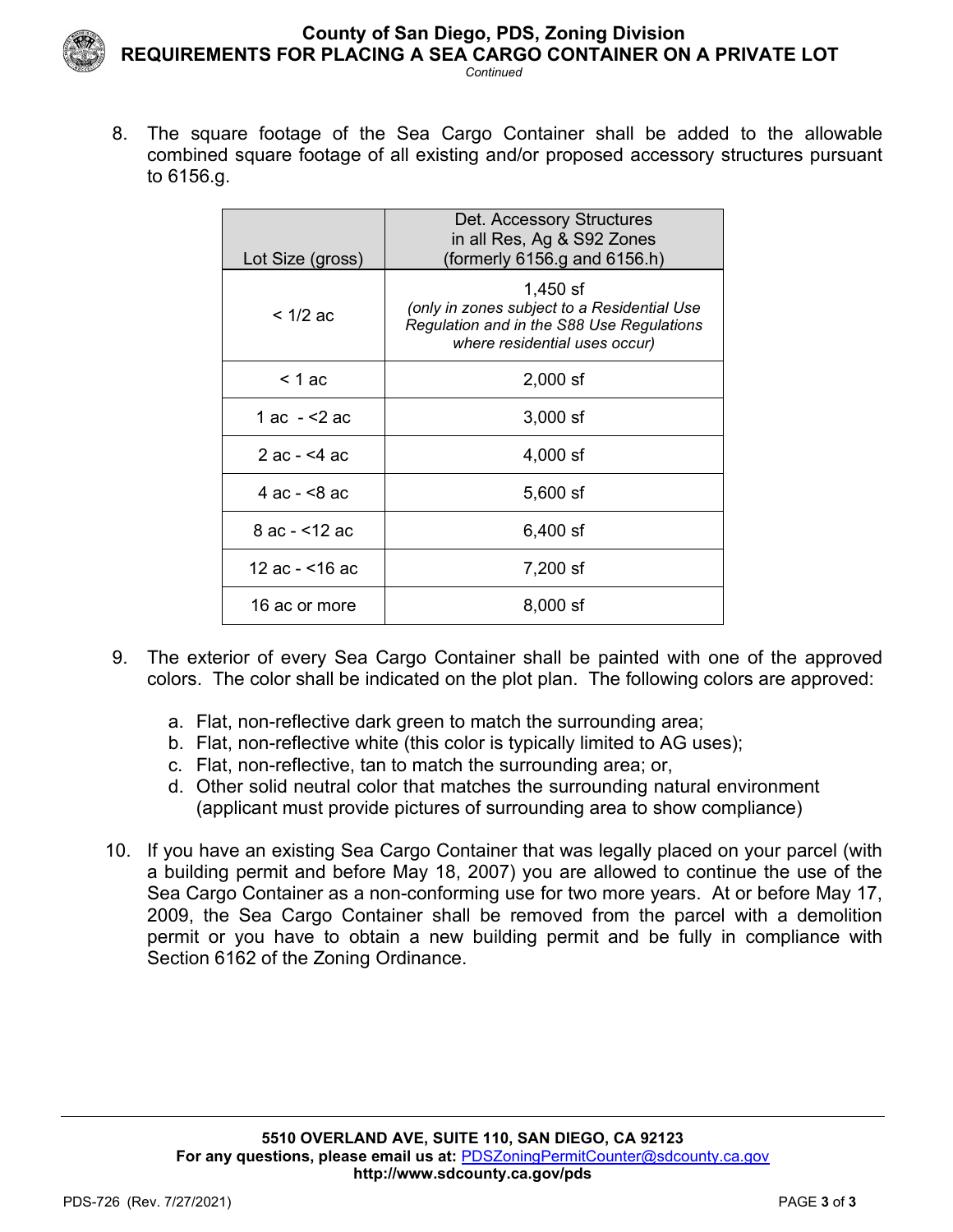8. The square footage of the Sea Cargo Container shall be added to the allowable combined square footage of all existing and/or proposed accessory structures pursuant to 6156.g.

| Lot Size (gross) | Det. Accessory Structures in all Res, Ag & S92 Zones (formerly 6156.g and 6156.h) |
| --- | --- |
| < 1/2 ac | 1,450 sf *(only in zones subject to a Residential Use Regulation and in the S88 Use Regulations where residential uses occur)* |
| < 1 ac | 2,000 sf |
| 1 ac - <2 ac | 3,000 sf |
| 2 ac - <4 ac | 4,000 sf |
| 4 ac - <8 ac | 5,600 sf |
| 8 ac - <12 ac | 6,400 sf |
| 12 ac - <16 ac | 7,200 sf |
| 16 ac or more | 8,000 sf |

9. The exterior of every Sea Cargo Container shall be painted with one of the approved colors. The color shall be indicated on the plot plan. The following colors are approved:

   a. Flat, non-reflective dark green to match the surrounding area;
   b. Flat, non-reflective white (this color is typically limited to AG uses);
   c. Flat, non-reflective, tan to match the surrounding area; or,
   d. Other solid neutral color that matches the surrounding natural environment (applicant must provide pictures of surrounding area to show compliance)

10. If you have an existing Sea Cargo Container that was legally placed on your parcel (with a building permit and before May 18, 2007) you are allowed to continue the use of the Sea Cargo Container as a non-conforming use for two more years. At or before May 17, 2009, the Sea Cargo Container shall be removed from the parcel with a demolition permit or you have to obtain a new building permit and be fully in compliance with Section 6162 of the Zoning Ordinance.

**5510 OVERLAND AVE, SUITE 110, SAN DIEGO, CA 92123**
**For any questions, please email us at:** PDSZoningPermitCounter@sdcounty.ca.gov
**http://www.sdcounty.ca.gov/pds**

PDS-726 (Rev. 7/27/2021)